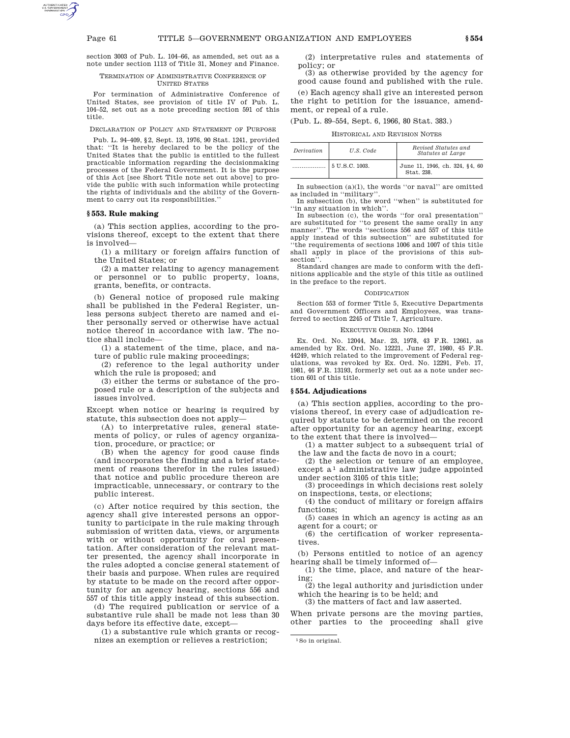section 3003 of Pub. L. 104–66, as amended, set out as a note under section 1113 of Title 31, Money and Finance.

TERMINATION OF ADMINISTRATIVE CONFERENCE OF UNITED STATES

For termination of Administrative Conference of United States, see provision of title IV of Pub. L. 104–52, set out as a note preceding section 591 of this title.

DECLARATION OF POLICY AND STATEMENT OF PURPOSE

Pub. L. 94–409, §2, Sept. 13, 1976, 90 Stat. 1241, provided that: ''It is hereby declared to be the policy of the United States that the public is entitled to the fullest practicable information regarding the decisionmaking processes of the Federal Government. It is the purpose of this Act [see Short Title note set out above] to provide the public with such information while protecting the rights of individuals and the ability of the Government to carry out its responsibilities.''

## § 553. Rule making

(a) This section applies, according to the provisions thereof, except to the extent that there is involved—

(1) a military or foreign affairs function of the United States; or

(2) a matter relating to agency management or personnel or to public property, loans, grants, benefits, or contracts.

(b) General notice of proposed rule making shall be published in the Federal Register, unless persons subject thereto are named and either personally served or otherwise have actual notice thereof in accordance with law. The notice shall include—

(1) a statement of the time, place, and nature of public rule making proceedings;

(2) reference to the legal authority under which the rule is proposed; and

(3) either the terms or substance of the proposed rule or a description of the subjects and issues involved.

Except when notice or hearing is required by statute, this subsection does not apply—

(A) to interpretative rules, general statements of policy, or rules of agency organization, procedure, or practice; or

(B) when the agency for good cause finds (and incorporates the finding and a brief statement of reasons therefor in the rules issued) that notice and public procedure thereon are impracticable, unnecessary, or contrary to the public interest.

(c) After notice required by this section, the agency shall give interested persons an opportunity to participate in the rule making through submission of written data, views, or arguments with or without opportunity for oral presentation. After consideration of the relevant matter presented, the agency shall incorporate in the rules adopted a concise general statement of their basis and purpose. When rules are required by statute to be made on the record after opportunity for an agency hearing, sections 556 and 557 of this title apply instead of this subsection.

(d) The required publication or service of a substantive rule shall be made not less than 30 days before its effective date, except—

(1) a substantive rule which grants or recognizes an exemption or relieves a restriction;

(2) interpretative rules and statements of policy; or

(3) as otherwise provided by the agency for good cause found and published with the rule.

(e) Each agency shall give an interested person the right to petition for the issuance, amendment, or repeal of a rule.

(Pub. L. 89–554, Sept. 6, 1966, 80 Stat. 383.)

HISTORICAL AND REVISION NOTES

| *Derivation* | *U.S. Code* | *Revised Statutes and Statutes at Large* |
|---|---|---|
| .................. | 5 U.S.C. 1003. | June 11, 1946, ch. 324, §4, 60 Stat. 238. |

In subsection (a)(1), the words ''or naval'' are omitted as included in ''military''.

In subsection (b), the word ''when'' is substituted for ''in any situation in which''.

In subsection (c), the words ''for oral presentation'' are substituted for ''to present the same orally in any manner''. The words ''sections 556 and 557 of this title apply instead of this subsection'' are substituted for ''the requirements of sections 1006 and 1007 of this title shall apply in place of the provisions of this subsection''.

Standard changes are made to conform with the definitions applicable and the style of this title as outlined in the preface to the report.

CODIFICATION

Section 553 of former Title 5, Executive Departments and Government Officers and Employees, was transferred to section 2245 of Title 7, Agriculture.

EXECUTIVE ORDER NO. 12044

Ex. Ord. No. 12044, Mar. 23, 1978, 43 F.R. 12661, as amended by Ex. Ord. No. 12221, June 27, 1980, 45 F.R. 44249, which related to the improvement of Federal regulations, was revoked by Ex. Ord. No. 12291, Feb. 17, 1981, 46 F.R. 13193, formerly set out as a note under section 601 of this title.

## § 554. Adjudications

(a) This section applies, according to the provisions thereof, in every case of adjudication required by statute to be determined on the record after opportunity for an agency hearing, except to the extent that there is involved—

(1) a matter subject to a subsequent trial of the law and the facts de novo in a court;

(2) the selection or tenure of an employee, except a[1] administrative law judge appointed under section 3105 of this title;

(3) proceedings in which decisions rest solely on inspections, tests, or elections;

(4) the conduct of military or foreign affairs functions;

(5) cases in which an agency is acting as an agent for a court; or

(6) the certification of worker representatives.

(b) Persons entitled to notice of an agency hearing shall be timely informed of—

(1) the time, place, and nature of the hearing;

(2) the legal authority and jurisdiction under which the hearing is to be held; and

(3) the matters of fact and law asserted.

When private persons are the moving parties, other parties to the proceeding shall give

[1] So in original.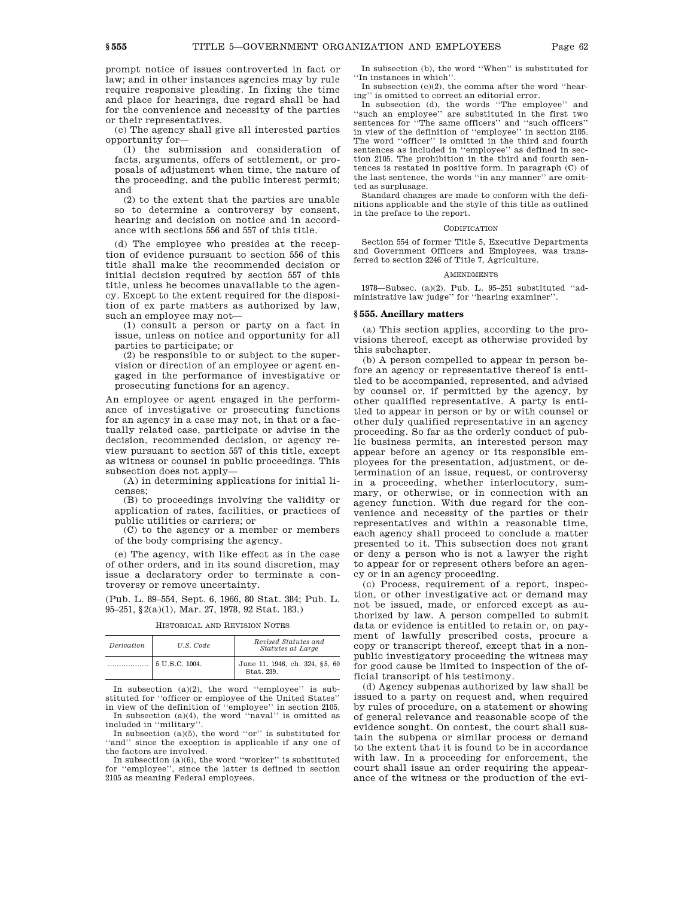prompt notice of issues controverted in fact or law; and in other instances agencies may by rule require responsive pleading. In fixing the time and place for hearings, due regard shall be had for the convenience and necessity of the parties or their representatives.

(c) The agency shall give all interested parties opportunity for—

(1) the submission and consideration of facts, arguments, offers of settlement, or proposals of adjustment when time, the nature of the proceeding, and the public interest permit; and

(2) to the extent that the parties are unable so to determine a controversy by consent, hearing and decision on notice and in accordance with sections 556 and 557 of this title.

(d) The employee who presides at the reception of evidence pursuant to section 556 of this title shall make the recommended decision or initial decision required by section 557 of this title, unless he becomes unavailable to the agency. Except to the extent required for the disposition of ex parte matters as authorized by law, such an employee may not—

(1) consult a person or party on a fact in issue, unless on notice and opportunity for all parties to participate; or

(2) be responsible to or subject to the supervision or direction of an employee or agent engaged in the performance of investigative or prosecuting functions for an agency.

An employee or agent engaged in the performance of investigative or prosecuting functions for an agency in a case may not, in that or a factually related case, participate or advise in the decision, recommended decision, or agency review pursuant to section 557 of this title, except as witness or counsel in public proceedings. This subsection does not apply—

(A) in determining applications for initial licenses;

(B) to proceedings involving the validity or application of rates, facilities, or practices of public utilities or carriers; or

(C) to the agency or a member or members of the body comprising the agency.

(e) The agency, with like effect as in the case of other orders, and in its sound discretion, may issue a declaratory order to terminate a controversy or remove uncertainty.

(Pub. L. 89–554, Sept. 6, 1966, 80 Stat. 384; Pub. L. 95–251, §2(a)(1), Mar. 27, 1978, 92 Stat. 183.)

HISTORICAL AND REVISION NOTES

| *Derivation* | *U.S. Code* | *Revised Statutes and Statutes at Large* |
|---|---|---|
| .................. | 5 U.S.C. 1004. | June 11, 1946, ch. 324, §5, 60 Stat. 239. |

In subsection (a)(2), the word "employee" is substituted for "officer or employee of the United States" in view of the definition of "employee" in section 2105.

In subsection (a)(4), the word "naval" is omitted as included in "military".

In subsection (a)(5), the word "or" is substituted for "and" since the exception is applicable if any one of the factors are involved.

In subsection (a)(6), the word "worker" is substituted for "employee", since the latter is defined in section 2105 as meaning Federal employees.

In subsection (b), the word "When" is substituted for "In instances in which".

In subsection (c)(2), the comma after the word "hearing" is omitted to correct an editorial error.

In subsection (d), the words "The employee" and "such an employee" are substituted in the first two sentences for "The same officers" and "such officers" in view of the definition of "employee" in section 2105. The word "officer" is omitted in the third and fourth sentences as included in "employee" as defined in section 2105. The prohibition in the third and fourth sentences is restated in positive form. In paragraph (C) of the last sentence, the words "in any manner" are omitted as surplusage.

Standard changes are made to conform with the definitions applicable and the style of this title as outlined in the preface to the report.

CODIFICATION

Section 554 of former Title 5, Executive Departments and Government Officers and Employees, was transferred to section 2246 of Title 7, Agriculture.

AMENDMENTS

1978—Subsec. (a)(2). Pub. L. 95–251 substituted "administrative law judge" for "hearing examiner".

## § 555. Ancillary matters

(a) This section applies, according to the provisions thereof, except as otherwise provided by this subchapter.

(b) A person compelled to appear in person before an agency or representative thereof is entitled to be accompanied, represented, and advised by counsel or, if permitted by the agency, by other qualified representative. A party is entitled to appear in person or by or with counsel or other duly qualified representative in an agency proceeding. So far as the orderly conduct of public business permits, an interested person may appear before an agency or its responsible employees for the presentation, adjustment, or determination of an issue, request, or controversy in a proceeding, whether interlocutory, summary, or otherwise, or in connection with an agency function. With due regard for the convenience and necessity of the parties or their representatives and within a reasonable time, each agency shall proceed to conclude a matter presented to it. This subsection does not grant or deny a person who is not a lawyer the right to appear for or represent others before an agency or in an agency proceeding.

(c) Process, requirement of a report, inspection, or other investigative act or demand may not be issued, made, or enforced except as authorized by law. A person compelled to submit data or evidence is entitled to retain or, on payment of lawfully prescribed costs, procure a copy or transcript thereof, except that in a nonpublic investigatory proceeding the witness may for good cause be limited to inspection of the official transcript of his testimony.

(d) Agency subpenas authorized by law shall be issued to a party on request and, when required by rules of procedure, on a statement or showing of general relevance and reasonable scope of the evidence sought. On contest, the court shall sustain the subpena or similar process or demand to the extent that it is found to be in accordance with law. In a proceeding for enforcement, the court shall issue an order requiring the appearance of the witness or the production of the evi-